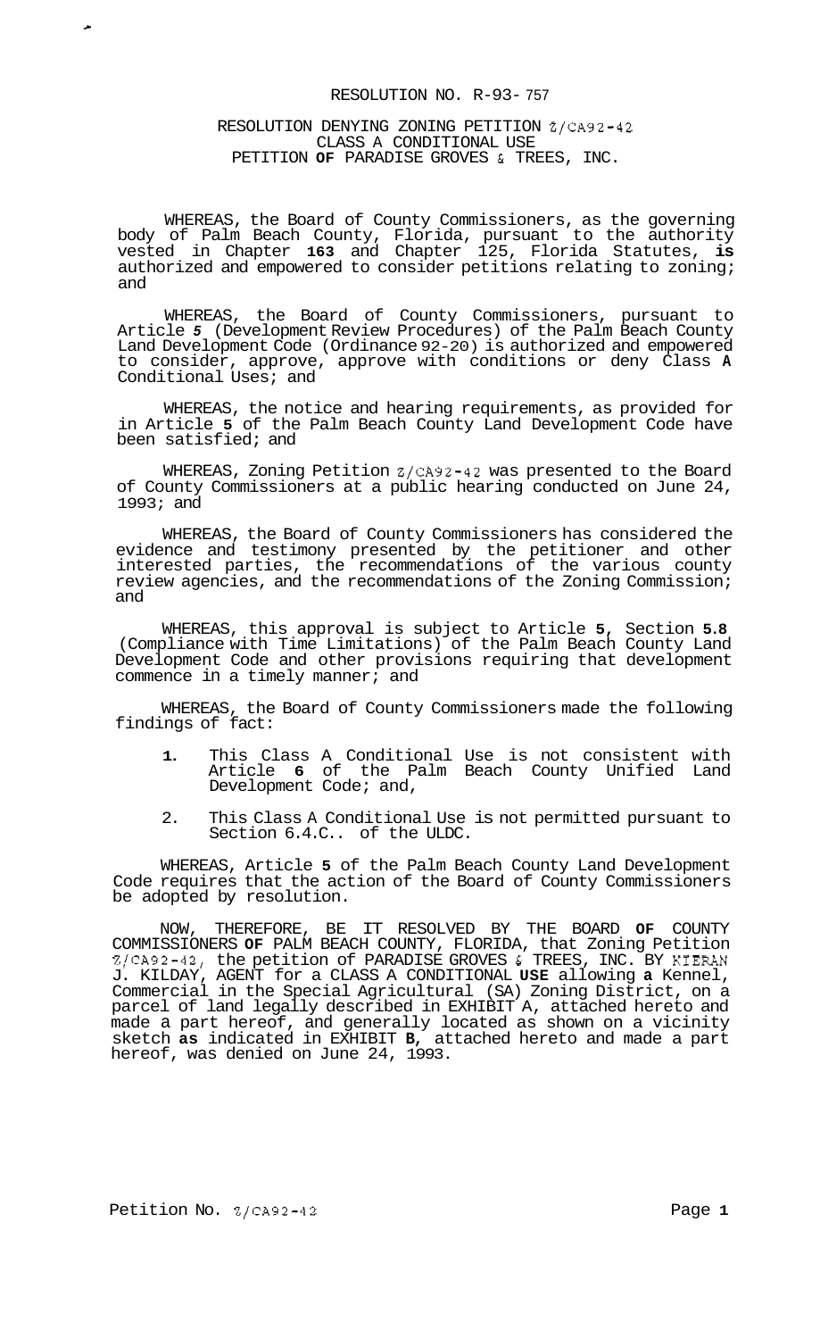RESOLUTION NO. R-93- 757

RESOLUTION DENYING ZONING PETITION Z/CA92-42
CLASS A CONDITIONAL USE
PETITION **OF** PARADISE GROVES & TREES, INC.

WHEREAS, the Board of County Commissioners, as the governing body of Palm Beach County, Florida, pursuant to the authority vested in Chapter **163** and Chapter 125, Florida Statutes, **is** authorized and empowered to consider petitions relating to zoning; and

WHEREAS, the Board of County Commissioners, pursuant to Article *5* (Development Review Procedures) of the Palm Beach County Land Development Code (Ordinance 92-20) is authorized and empowered to consider, approve, approve with conditions or deny Class **A** Conditional Uses; and

WHEREAS, the notice and hearing requirements, as provided for in Article **5** of the Palm Beach County Land Development Code have been satisfied; and

WHEREAS, Zoning Petition Z/CA92-42 was presented to the Board of County Commissioners at a public hearing conducted on June 24, 1993; and

WHEREAS, the Board of County Commissioners has considered the evidence and testimony presented by the petitioner and other interested parties, the recommendations of the various county review agencies, and the recommendations of the Zoning Commission; and

WHEREAS, this approval is subject to Article **5**, Section **5.8** (Compliance with Time Limitations) of the Palm Beach County Land Development Code and other provisions requiring that development commence in a timely manner; and

WHEREAS, the Board of County Commissioners made the following findings of fact:

1. This Class A Conditional Use is not consistent with Article **6** of the Palm Beach County Unified Land Development Code; and,
2. This Class A Conditional Use is not permitted pursuant to Section 6.4.C.. of the ULDC.

WHEREAS, Article **5** of the Palm Beach County Land Development Code requires that the action of the Board of County Commissioners be adopted by resolution.

NOW, THEREFORE, BE IT RESOLVED BY THE BOARD **OF** COUNTY COMMISSIONERS **OF** PALM BEACH COUNTY, FLORIDA, that Zoning Petition Z/CA92-42, the petition of PARADISE GROVES & TREES, INC. BY KIERAN J. KILDAY, AGENT for a CLASS A CONDITIONAL **USE** allowing **a** Kennel, Commercial in the Special Agricultural (SA) Zoning District, on a parcel of land legally described in EXHIBIT A, attached hereto and made a part hereof, and generally located as shown on a vicinity sketch **as** indicated in EXHIBIT **B**, attached hereto and made a part hereof, was denied on June 24, 1993.

Petition No. Z/CA92-42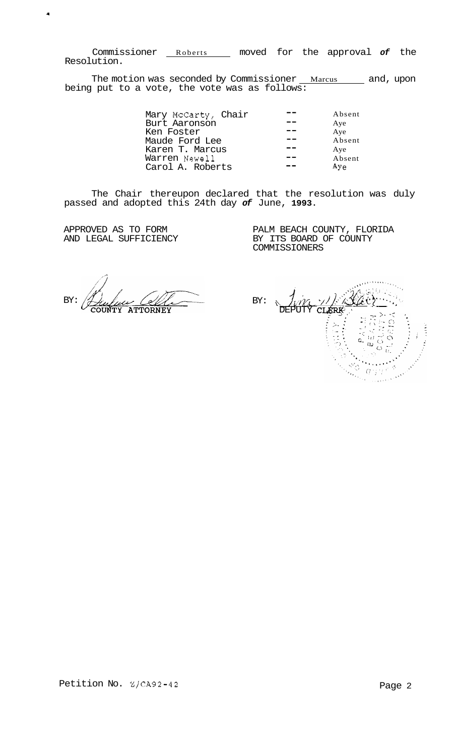Commissioner Roberts moved for the approval *of* the Resolution.

The motion was seconded by Commissioner Marcus and, upon being put to a vote, the vote was as follows:

| | | |
|---|---|---|
| Mary McCarty, Chair | -- | Absent |
| Burt Aaronson | -- | Aye |
| Ken Foster | -- | Aye |
| Maude Ford Lee | -- | Absent |
| Karen T. Marcus | -- | Aye |
| Warren Newell | -- | Absent |
| Carol A. Roberts | -- | Aye |

The Chair thereupon declared that the resolution was duly passed and adopted this 24th day *of* June, **1993**.

APPROVED AS TO FORM AND LEGAL SUFFICIENCY

BY: COUNTY ATTORNEY

PALM BEACH COUNTY, FLORIDA BY ITS BOARD OF COUNTY COMMISSIONERS

BY: DEPUTY CLERK

Petition No. Z/CA92-42